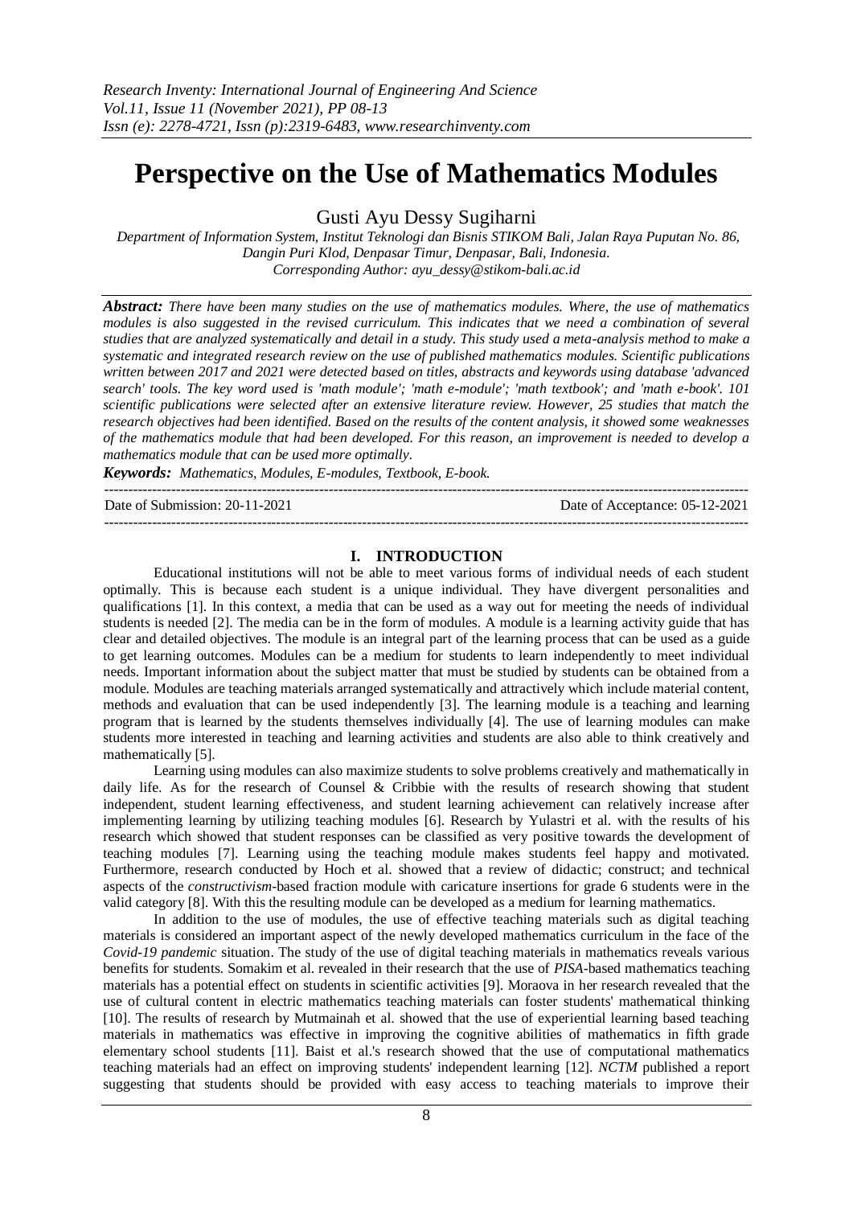# Perspective on the Use of Mathematics Modules

Gusti Ayu Dessy Sugiharni

*Department of Information System, Institut Teknologi dan Bisnis STIKOM Bali, Jalan Raya Puputan No. 86, Dangin Puri Klod, Denpasar Timur, Denpasar, Bali, Indonesia.*
*Corresponding Author: ayu_dessy@stikom-bali.ac.id*

***Abstract:*** *There have been many studies on the use of mathematics modules. Where, the use of mathematics modules is also suggested in the revised curriculum. This indicates that we need a combination of several studies that are analyzed systematically and detail in a study. This study used a meta-analysis method to make a systematic and integrated research review on the use of published mathematics modules. Scientific publications written between 2017 and 2021 were detected based on titles, abstracts and keywords using database 'advanced search' tools. The key word used is 'math module'; 'math e-module'; 'math textbook'; and 'math e-book'. 101 scientific publications were selected after an extensive literature review. However, 25 studies that match the research objectives had been identified. Based on the results of the content analysis, it showed some weaknesses of the mathematics module that had been developed. For this reason, an improvement is needed to develop a mathematics module that can be used more optimally.*

***Keywords:*** *Mathematics, Modules, E-modules, Textbook, E-book.*

---

Date of Submission: 20-11-2021 Date of Acceptance: 05-12-2021

---

## I. INTRODUCTION

Educational institutions will not be able to meet various forms of individual needs of each student optimally. This is because each student is a unique individual. They have divergent personalities and qualifications [1]. In this context, a media that can be used as a way out for meeting the needs of individual students is needed [2]. The media can be in the form of modules. A module is a learning activity guide that has clear and detailed objectives. The module is an integral part of the learning process that can be used as a guide to get learning outcomes. Modules can be a medium for students to learn independently to meet individual needs. Important information about the subject matter that must be studied by students can be obtained from a module. Modules are teaching materials arranged systematically and attractively which include material content, methods and evaluation that can be used independently [3]. The learning module is a teaching and learning program that is learned by the students themselves individually [4]. The use of learning modules can make students more interested in teaching and learning activities and students are also able to think creatively and mathematically [5].

Learning using modules can also maximize students to solve problems creatively and mathematically in daily life. As for the research of Counsel & Cribbie with the results of research showing that student independent, student learning effectiveness, and student learning achievement can relatively increase after implementing learning by utilizing teaching modules [6]. Research by Yulastri et al. with the results of his research which showed that student responses can be classified as very positive towards the development of teaching modules [7]. Learning using the teaching module makes students feel happy and motivated. Furthermore, research conducted by Hoch et al. showed that a review of didactic; construct; and technical aspects of the *constructivism*-based fraction module with caricature insertions for grade 6 students were in the valid category [8]. With this the resulting module can be developed as a medium for learning mathematics.

In addition to the use of modules, the use of effective teaching materials such as digital teaching materials is considered an important aspect of the newly developed mathematics curriculum in the face of the *Covid-19 pandemic* situation. The study of the use of digital teaching materials in mathematics reveals various benefits for students. Somakim et al. revealed in their research that the use of *PISA*-based mathematics teaching materials has a potential effect on students in scientific activities [9]. Moraova in her research revealed that the use of cultural content in electric mathematics teaching materials can foster students' mathematical thinking [10]. The results of research by Mutmainah et al. showed that the use of experiential learning based teaching materials in mathematics was effective in improving the cognitive abilities of mathematics in fifth grade elementary school students [11]. Baist et al.'s research showed that the use of computational mathematics teaching materials had an effect on improving students' independent learning [12]. *NCTM* published a report suggesting that students should be provided with easy access to teaching materials to improve their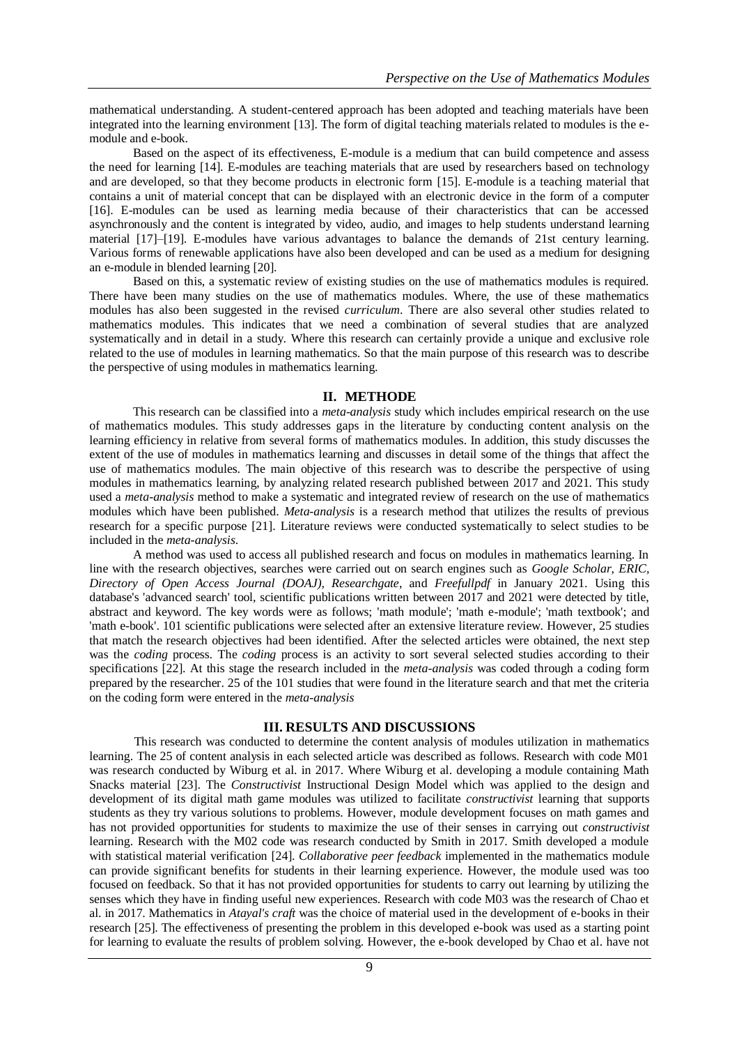mathematical understanding. A student-centered approach has been adopted and teaching materials have been integrated into the learning environment [13]. The form of digital teaching materials related to modules is the e-module and e-book.

Based on the aspect of its effectiveness, E-module is a medium that can build competence and assess the need for learning [14]. E-modules are teaching materials that are used by researchers based on technology and are developed, so that they become products in electronic form [15]. E-module is a teaching material that contains a unit of material concept that can be displayed with an electronic device in the form of a computer [16]. E-modules can be used as learning media because of their characteristics that can be accessed asynchronously and the content is integrated by video, audio, and images to help students understand learning material [17]–[19]. E-modules have various advantages to balance the demands of 21st century learning. Various forms of renewable applications have also been developed and can be used as a medium for designing an e-module in blended learning [20].

Based on this, a systematic review of existing studies on the use of mathematics modules is required. There have been many studies on the use of mathematics modules. Where, the use of these mathematics modules has also been suggested in the revised *curriculum*. There are also several other studies related to mathematics modules. This indicates that we need a combination of several studies that are analyzed systematically and in detail in a study. Where this research can certainly provide a unique and exclusive role related to the use of modules in learning mathematics. So that the main purpose of this research was to describe the perspective of using modules in mathematics learning.

## II. METHODE

This research can be classified into a *meta-analysis* study which includes empirical research on the use of mathematics modules. This study addresses gaps in the literature by conducting content analysis on the learning efficiency in relative from several forms of mathematics modules. In addition, this study discusses the extent of the use of modules in mathematics learning and discusses in detail some of the things that affect the use of mathematics modules. The main objective of this research was to describe the perspective of using modules in mathematics learning, by analyzing related research published between 2017 and 2021. This study used a *meta-analysis* method to make a systematic and integrated review of research on the use of mathematics modules which have been published. *Meta-analysis* is a research method that utilizes the results of previous research for a specific purpose [21]. Literature reviews were conducted systematically to select studies to be included in the *meta-analysis*.

A method was used to access all published research and focus on modules in mathematics learning. In line with the research objectives, searches were carried out on search engines such as *Google Scholar, ERIC, Directory of Open Access Journal (DOAJ), Researchgate*, and *Freefullpdf* in January 2021. Using this database's 'advanced search' tool, scientific publications written between 2017 and 2021 were detected by title, abstract and keyword. The key words were as follows; 'math module'; 'math e-module'; 'math textbook'; and 'math e-book'. 101 scientific publications were selected after an extensive literature review. However, 25 studies that match the research objectives had been identified. After the selected articles were obtained, the next step was the *coding* process. The *coding* process is an activity to sort several selected studies according to their specifications [22]. At this stage the research included in the *meta-analysis* was coded through a coding form prepared by the researcher. 25 of the 101 studies that were found in the literature search and that met the criteria on the coding form were entered in the *meta-analysis*

## III. RESULTS AND DISCUSSIONS

This research was conducted to determine the content analysis of modules utilization in mathematics learning. The 25 of content analysis in each selected article was described as follows. Research with code M01 was research conducted by Wiburg et al. in 2017. Where Wiburg et al. developing a module containing Math Snacks material [23]. The *Constructivist* Instructional Design Model which was applied to the design and development of its digital math game modules was utilized to facilitate *constructivist* learning that supports students as they try various solutions to problems. However, module development focuses on math games and has not provided opportunities for students to maximize the use of their senses in carrying out *constructivist* learning. Research with the M02 code was research conducted by Smith in 2017. Smith developed a module with statistical material verification [24]. *Collaborative peer feedback* implemented in the mathematics module can provide significant benefits for students in their learning experience. However, the module used was too focused on feedback. So that it has not provided opportunities for students to carry out learning by utilizing the senses which they have in finding useful new experiences. Research with code M03 was the research of Chao et al. in 2017. Mathematics in *Atayal's craft* was the choice of material used in the development of e-books in their research [25]. The effectiveness of presenting the problem in this developed e-book was used as a starting point for learning to evaluate the results of problem solving. However, the e-book developed by Chao et al. have not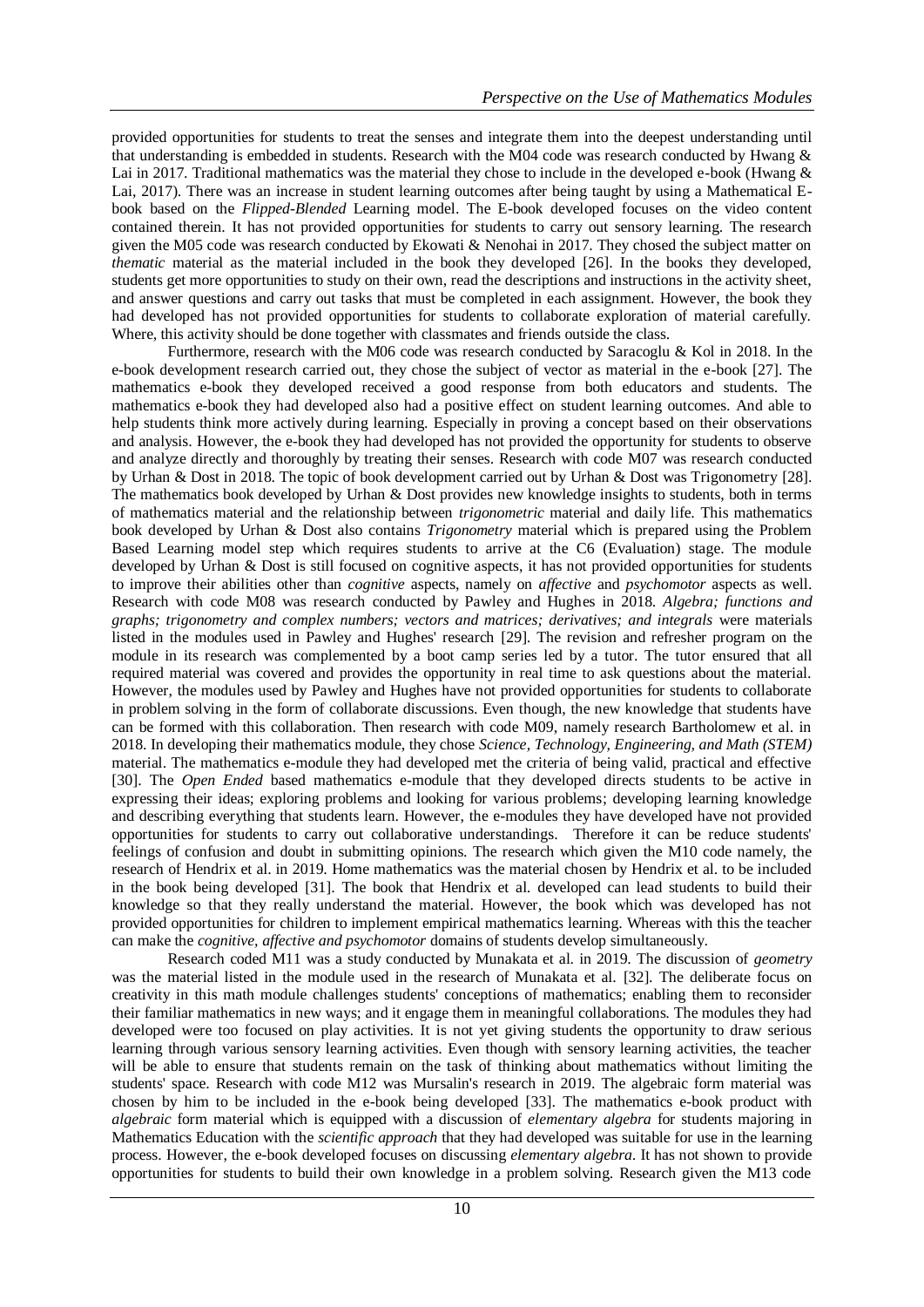provided opportunities for students to treat the senses and integrate them into the deepest understanding until that understanding is embedded in students. Research with the M04 code was research conducted by Hwang & Lai in 2017. Traditional mathematics was the material they chose to include in the developed e-book (Hwang & Lai, 2017). There was an increase in student learning outcomes after being taught by using a Mathematical E-book based on the *Flipped-Blended* Learning model. The E-book developed focuses on the video content contained therein. It has not provided opportunities for students to carry out sensory learning. The research given the M05 code was research conducted by Ekowati & Nenohai in 2017. They chosed the subject matter on *thematic* material as the material included in the book they developed [26]. In the books they developed, students get more opportunities to study on their own, read the descriptions and instructions in the activity sheet, and answer questions and carry out tasks that must be completed in each assignment. However, the book they had developed has not provided opportunities for students to collaborate exploration of material carefully. Where, this activity should be done together with classmates and friends outside the class.

Furthermore, research with the M06 code was research conducted by Saracoglu & Kol in 2018. In the e-book development research carried out, they chose the subject of vector as material in the e-book [27]. The mathematics e-book they developed received a good response from both educators and students. The mathematics e-book they had developed also had a positive effect on student learning outcomes. And able to help students think more actively during learning. Especially in proving a concept based on their observations and analysis. However, the e-book they had developed has not provided the opportunity for students to observe and analyze directly and thoroughly by treating their senses. Research with code M07 was research conducted by Urhan & Dost in 2018. The topic of book development carried out by Urhan & Dost was Trigonometry [28]. The mathematics book developed by Urhan & Dost provides new knowledge insights to students, both in terms of mathematics material and the relationship between *trigonometric* material and daily life. This mathematics book developed by Urhan & Dost also contains *Trigonometry* material which is prepared using the Problem Based Learning model step which requires students to arrive at the C6 (Evaluation) stage. The module developed by Urhan & Dost is still focused on cognitive aspects, it has not provided opportunities for students to improve their abilities other than *cognitive* aspects, namely on *affective* and *psychomotor* aspects as well. Research with code M08 was research conducted by Pawley and Hughes in 2018. *Algebra; functions and graphs; trigonometry and complex numbers; vectors and matrices; derivatives; and integrals* were materials listed in the modules used in Pawley and Hughes' research [29]. The revision and refresher program on the module in its research was complemented by a boot camp series led by a tutor. The tutor ensured that all required material was covered and provides the opportunity in real time to ask questions about the material. However, the modules used by Pawley and Hughes have not provided opportunities for students to collaborate in problem solving in the form of collaborate discussions. Even though, the new knowledge that students have can be formed with this collaboration. Then research with code M09, namely research Bartholomew et al. in 2018. In developing their mathematics module, they chose *Science, Technology, Engineering, and Math (STEM)* material. The mathematics e-module they had developed met the criteria of being valid, practical and effective [30]. The *Open Ended* based mathematics e-module that they developed directs students to be active in expressing their ideas; exploring problems and looking for various problems; developing learning knowledge and describing everything that students learn. However, the e-modules they have developed have not provided opportunities for students to carry out collaborative understandings. Therefore it can be reduce students' feelings of confusion and doubt in submitting opinions. The research which given the M10 code namely, the research of Hendrix et al. in 2019. Home mathematics was the material chosen by Hendrix et al. to be included in the book being developed [31]. The book that Hendrix et al. developed can lead students to build their knowledge so that they really understand the material. However, the book which was developed has not provided opportunities for children to implement empirical mathematics learning. Whereas with this the teacher can make the *cognitive, affective and psychomotor* domains of students develop simultaneously.

Research coded M11 was a study conducted by Munakata et al. in 2019. The discussion of *geometry* was the material listed in the module used in the research of Munakata et al. [32]. The deliberate focus on creativity in this math module challenges students' conceptions of mathematics; enabling them to reconsider their familiar mathematics in new ways; and it engage them in meaningful collaborations. The modules they had developed were too focused on play activities. It is not yet giving students the opportunity to draw serious learning through various sensory learning activities. Even though with sensory learning activities, the teacher will be able to ensure that students remain on the task of thinking about mathematics without limiting the students' space. Research with code M12 was Mursalin's research in 2019. The algebraic form material was chosen by him to be included in the e-book being developed [33]. The mathematics e-book product with *algebraic* form material which is equipped with a discussion of *elementary algebra* for students majoring in Mathematics Education with the *scientific approach* that they had developed was suitable for use in the learning process. However, the e-book developed focuses on discussing *elementary algebra*. It has not shown to provide opportunities for students to build their own knowledge in a problem solving. Research given the M13 code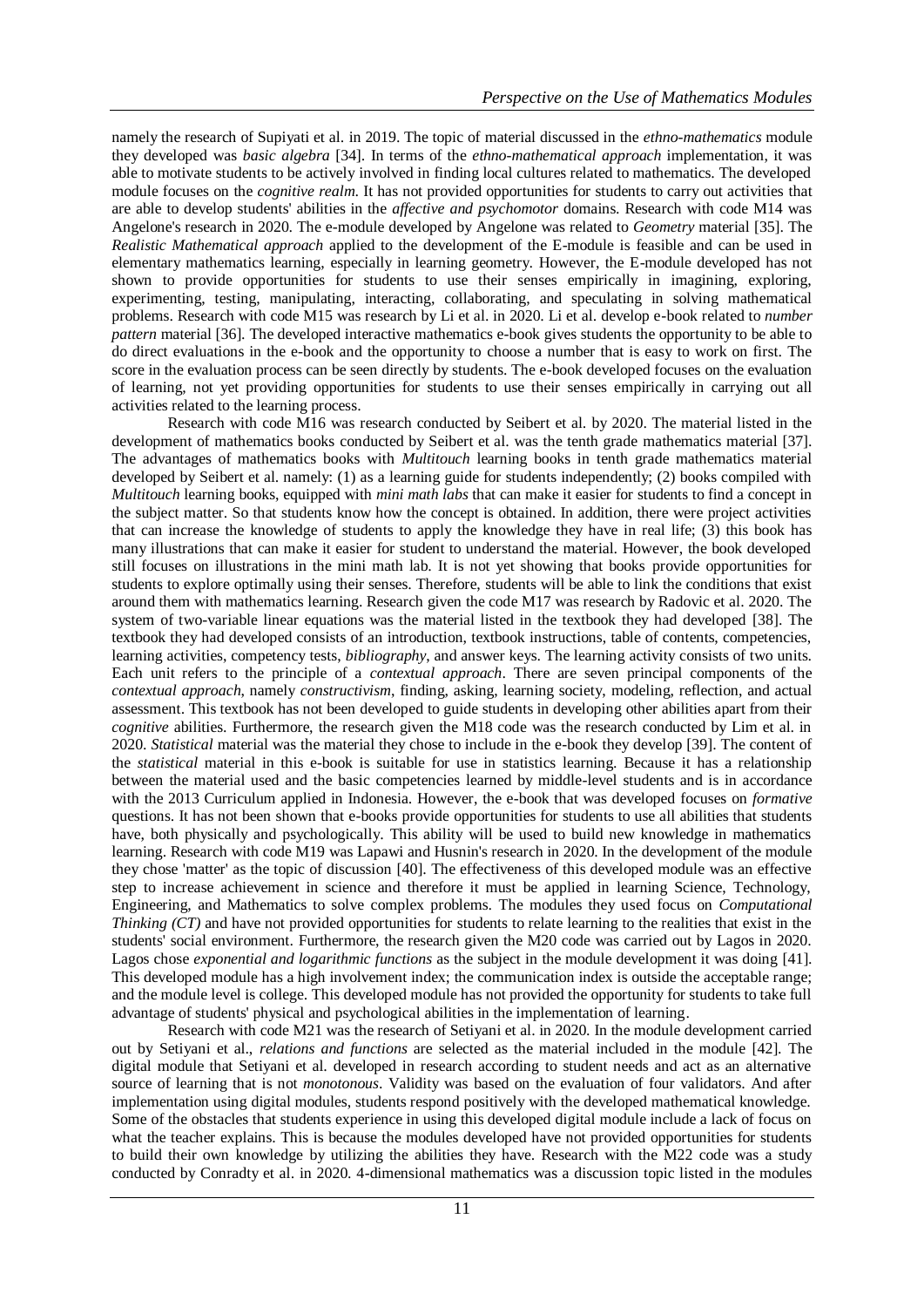namely the research of Supiyati et al. in 2019. The topic of material discussed in the *ethno-mathematics* module they developed was *basic algebra* [34]. In terms of the *ethno-mathematical approach* implementation, it was able to motivate students to be actively involved in finding local cultures related to mathematics. The developed module focuses on the *cognitive realm*. It has not provided opportunities for students to carry out activities that are able to develop students' abilities in the *affective and psychomotor* domains. Research with code M14 was Angelone's research in 2020. The e-module developed by Angelone was related to *Geometry* material [35]. The *Realistic Mathematical approach* applied to the development of the E-module is feasible and can be used in elementary mathematics learning, especially in learning geometry. However, the E-module developed has not shown to provide opportunities for students to use their senses empirically in imagining, exploring, experimenting, testing, manipulating, interacting, collaborating, and speculating in solving mathematical problems. Research with code M15 was research by Li et al. in 2020. Li et al. develop e-book related to *number pattern* material [36]. The developed interactive mathematics e-book gives students the opportunity to be able to do direct evaluations in the e-book and the opportunity to choose a number that is easy to work on first. The score in the evaluation process can be seen directly by students. The e-book developed focuses on the evaluation of learning, not yet providing opportunities for students to use their senses empirically in carrying out all activities related to the learning process.

Research with code M16 was research conducted by Seibert et al. by 2020. The material listed in the development of mathematics books conducted by Seibert et al. was the tenth grade mathematics material [37]. The advantages of mathematics books with *Multitouch* learning books in tenth grade mathematics material developed by Seibert et al. namely: (1) as a learning guide for students independently; (2) books compiled with *Multitouch* learning books, equipped with *mini math labs* that can make it easier for students to find a concept in the subject matter. So that students know how the concept is obtained. In addition, there were project activities that can increase the knowledge of students to apply the knowledge they have in real life; (3) this book has many illustrations that can make it easier for student to understand the material. However, the book developed still focuses on illustrations in the mini math lab. It is not yet showing that books provide opportunities for students to explore optimally using their senses. Therefore, students will be able to link the conditions that exist around them with mathematics learning. Research given the code M17 was research by Radovic et al. 2020. The system of two-variable linear equations was the material listed in the textbook they had developed [38]. The textbook they had developed consists of an introduction, textbook instructions, table of contents, competencies, learning activities, competency tests, *bibliography*, and answer keys. The learning activity consists of two units. Each unit refers to the principle of a *contextual approach*. There are seven principal components of the *contextual approach*, namely *constructivism*, finding, asking, learning society, modeling, reflection, and actual assessment. This textbook has not been developed to guide students in developing other abilities apart from their *cognitive* abilities. Furthermore, the research given the M18 code was the research conducted by Lim et al. in 2020. *Statistical* material was the material they chose to include in the e-book they develop [39]. The content of the *statistical* material in this e-book is suitable for use in statistics learning. Because it has a relationship between the material used and the basic competencies learned by middle-level students and is in accordance with the 2013 Curriculum applied in Indonesia. However, the e-book that was developed focuses on *formative* questions. It has not been shown that e-books provide opportunities for students to use all abilities that students have, both physically and psychologically. This ability will be used to build new knowledge in mathematics learning. Research with code M19 was Lapawi and Husnin's research in 2020. In the development of the module they chose 'matter' as the topic of discussion [40]. The effectiveness of this developed module was an effective step to increase achievement in science and therefore it must be applied in learning Science, Technology, Engineering, and Mathematics to solve complex problems. The modules they used focus on *Computational Thinking (CT)* and have not provided opportunities for students to relate learning to the realities that exist in the students' social environment. Furthermore, the research given the M20 code was carried out by Lagos in 2020. Lagos chose *exponential and logarithmic functions* as the subject in the module development it was doing [41]. This developed module has a high involvement index; the communication index is outside the acceptable range; and the module level is college. This developed module has not provided the opportunity for students to take full advantage of students' physical and psychological abilities in the implementation of learning.

Research with code M21 was the research of Setiyani et al. in 2020. In the module development carried out by Setiyani et al., *relations and functions* are selected as the material included in the module [42]. The digital module that Setiyani et al. developed in research according to student needs and act as an alternative source of learning that is not *monotonous*. Validity was based on the evaluation of four validators. And after implementation using digital modules, students respond positively with the developed mathematical knowledge. Some of the obstacles that students experience in using this developed digital module include a lack of focus on what the teacher explains. This is because the modules developed have not provided opportunities for students to build their own knowledge by utilizing the abilities they have. Research with the M22 code was a study conducted by Conradty et al. in 2020. 4-dimensional mathematics was a discussion topic listed in the modules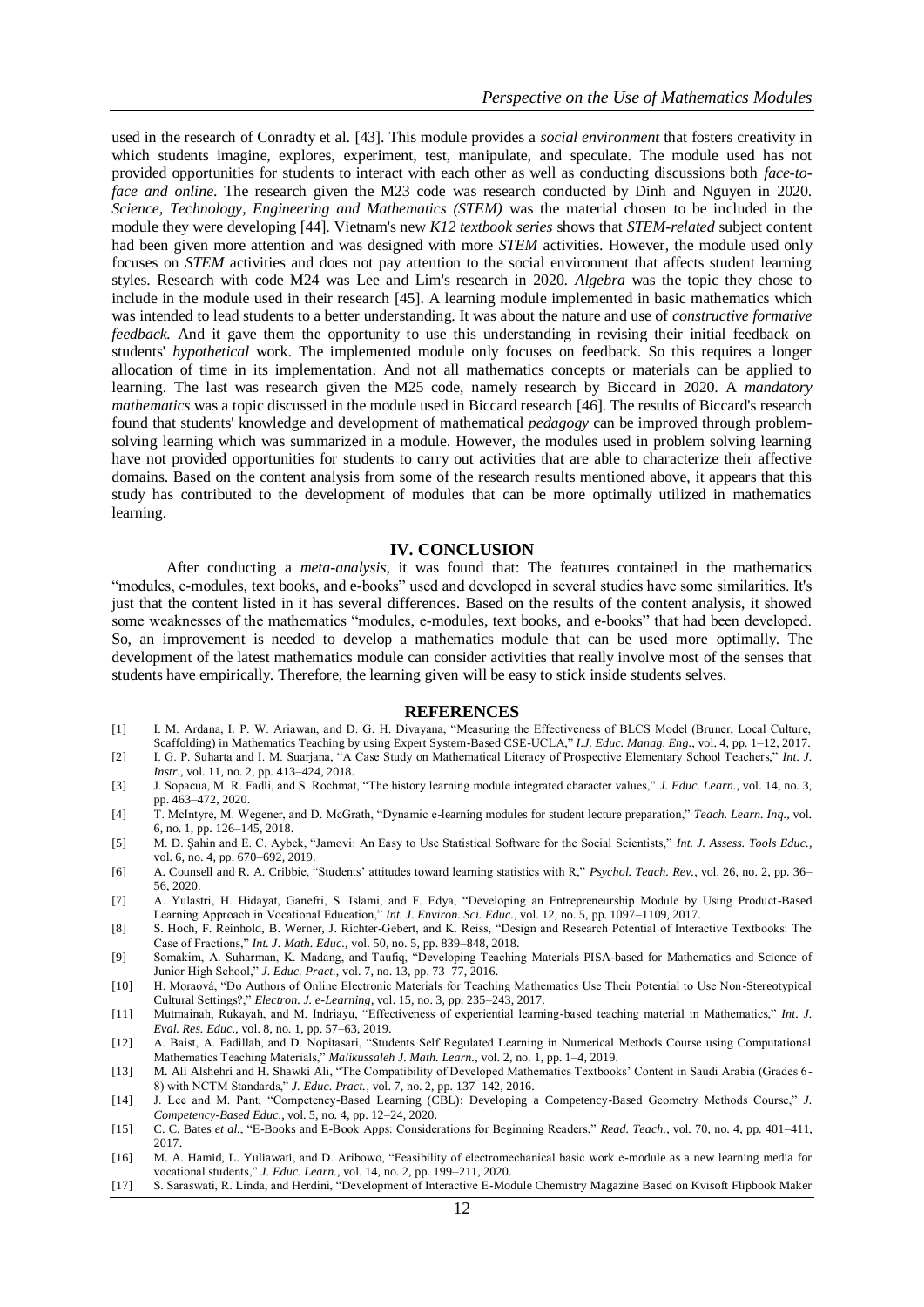used in the research of Conradty et al. [43]. This module provides a *social environment* that fosters creativity in which students imagine, explores, experiment, test, manipulate, and speculate. The module used has not provided opportunities for students to interact with each other as well as conducting discussions both *face-to-face and online*. The research given the M23 code was research conducted by Dinh and Nguyen in 2020. *Science, Technology, Engineering and Mathematics (STEM)* was the material chosen to be included in the module they were developing [44]. Vietnam's new *K12 textbook series* shows that *STEM-related* subject content had been given more attention and was designed with more *STEM* activities. However, the module used only focuses on *STEM* activities and does not pay attention to the social environment that affects student learning styles. Research with code M24 was Lee and Lim's research in 2020. *Algebra* was the topic they chose to include in the module used in their research [45]. A learning module implemented in basic mathematics which was intended to lead students to a better understanding. It was about the nature and use of *constructive formative feedback*. And it gave them the opportunity to use this understanding in revising their initial feedback on students' *hypothetical* work. The implemented module only focuses on feedback. So this requires a longer allocation of time in its implementation. And not all mathematics concepts or materials can be applied to learning. The last was research given the M25 code, namely research by Biccard in 2020. A *mandatory mathematics* was a topic discussed in the module used in Biccard research [46]. The results of Biccard's research found that students' knowledge and development of mathematical *pedagogy* can be improved through problem-solving learning which was summarized in a module. However, the modules used in problem solving learning have not provided opportunities for students to carry out activities that are able to characterize their affective domains. Based on the content analysis from some of the research results mentioned above, it appears that this study has contributed to the development of modules that can be more optimally utilized in mathematics learning.

## IV. CONCLUSION

After conducting a *meta-analysis*, it was found that: The features contained in the mathematics "modules, e-modules, text books, and e-books" used and developed in several studies have some similarities. It's just that the content listed in it has several differences. Based on the results of the content analysis, it showed some weaknesses of the mathematics "modules, e-modules, text books, and e-books" that had been developed. So, an improvement is needed to develop a mathematics module that can be used more optimally. The development of the latest mathematics module can consider activities that really involve most of the senses that students have empirically. Therefore, the learning given will be easy to stick inside students selves.

## REFERENCES

[1] I. M. Ardana, I. P. W. Ariawan, and D. G. H. Divayana, "Measuring the Effectiveness of BLCS Model (Bruner, Local Culture, Scaffolding) in Mathematics Teaching by using Expert System-Based CSE-UCLA," *I.J. Educ. Manag. Eng.*, vol. 4, pp. 1–12, 2017.

[2] I. G. P. Suharta and I. M. Suarjana, "A Case Study on Mathematical Literacy of Prospective Elementary School Teachers," *Int. J. Instr.*, vol. 11, no. 2, pp. 413–424, 2018.

[3] J. Sopacua, M. R. Fadli, and S. Rochmat, "The history learning module integrated character values," *J. Educ. Learn.*, vol. 14, no. 3, pp. 463–472, 2020.

[4] T. McIntyre, M. Wegener, and D. McGrath, "Dynamic e-learning modules for student lecture preparation," *Teach. Learn. Inq.*, vol. 6, no. 1, pp. 126–145, 2018.

[5] M. D. Şahin and E. C. Aybek, "Jamovi: An Easy to Use Statistical Software for the Social Scientists," *Int. J. Assess. Tools Educ.*, vol. 6, no. 4, pp. 670–692, 2019.

[6] A. Counsell and R. A. Cribbie, "Students' attitudes toward learning statistics with R," *Psychol. Teach. Rev.*, vol. 26, no. 2, pp. 36–56, 2020.

[7] A. Yulastri, H. Hidayat, Ganefri, S. Islami, and F. Edya, "Developing an Entrepreneurship Module by Using Product-Based Learning Approach in Vocational Education," *Int. J. Environ. Sci. Educ.*, vol. 12, no. 5, pp. 1097–1109, 2017.

[8] S. Hoch, F. Reinhold, B. Werner, J. Richter-Gebert, and K. Reiss, "Design and Research Potential of Interactive Textbooks: The Case of Fractions," *Int. J. Math. Educ.*, vol. 50, no. 5, pp. 839–848, 2018.

[9] Somakim, A. Suharman, K. Madang, and Taufiq, "Developing Teaching Materials PISA-based for Mathematics and Science of Junior High School," *J. Educ. Pract.*, vol. 7, no. 13, pp. 73–77, 2016.

[10] H. Moraová, "Do Authors of Online Electronic Materials for Teaching Mathematics Use Their Potential to Use Non-Stereotypical Cultural Settings?," *Electron. J. e-Learning*, vol. 15, no. 3, pp. 235–243, 2017.

[11] Mutmainah, Rukayah, and M. Indriayu, "Effectiveness of experiential learning-based teaching material in Mathematics," *Int. J. Eval. Res. Educ.*, vol. 8, no. 1, pp. 57–63, 2019.

[12] A. Baist, A. Fadillah, and D. Nopitasari, "Students Self Regulated Learning in Numerical Methods Course using Computational Mathematics Teaching Materials," *Malikussaleh J. Math. Learn.*, vol. 2, no. 1, pp. 1–4, 2019.

[13] M. Ali Alshehri and H. Shawki Ali, "The Compatibility of Developed Mathematics Textbooks' Content in Saudi Arabia (Grades 6-8) with NCTM Standards," *J. Educ. Pract.*, vol. 7, no. 2, pp. 137–142, 2016.

[14] J. Lee and M. Pant, "Competency-Based Learning (CBL): Developing a Competency-Based Geometry Methods Course," *J. Competency-Based Educ.*, vol. 5, no. 4, pp. 12–24, 2020.

[15] C. C. Bates *et al.*, "E-Books and E-Book Apps: Considerations for Beginning Readers," *Read. Teach.*, vol. 70, no. 4, pp. 401–411, 2017.

[16] M. A. Hamid, L. Yuliawati, and D. Aribowo, "Feasibility of electromechanical basic work e-module as a new learning media for vocational students," *J. Educ. Learn.*, vol. 14, no. 2, pp. 199–211, 2020.

[17] S. Saraswati, R. Linda, and Herdini, "Development of Interactive E-Module Chemistry Magazine Based on Kvisoft Flipbook Maker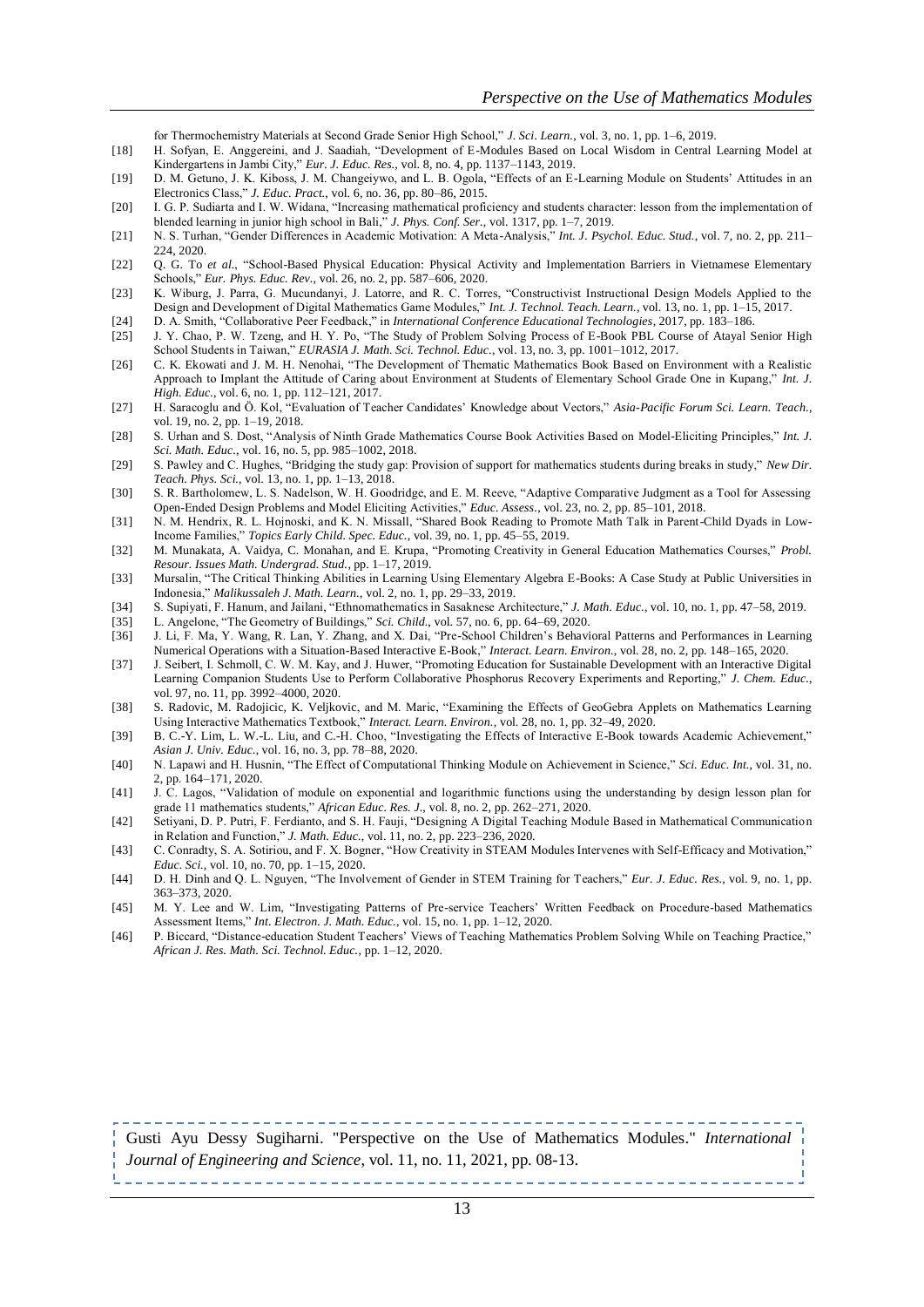for Thermochemistry Materials at Second Grade Senior High School," *J. Sci. Learn.*, vol. 3, no. 1, pp. 1–6, 2019.

[18] H. Sofyan, E. Anggereini, and J. Saadiah, "Development of E-Modules Based on Local Wisdom in Central Learning Model at Kindergartens in Jambi City," *Eur. J. Educ. Res.*, vol. 8, no. 4, pp. 1137–1143, 2019.

[19] D. M. Getuno, J. K. Kiboss, J. M. Changeiywo, and L. B. Ogola, "Effects of an E-Learning Module on Students' Attitudes in an Electronics Class," *J. Educ. Pract.*, vol. 6, no. 36, pp. 80–86, 2015.

[20] I. G. P. Sudiarta and I. W. Widana, "Increasing mathematical proficiency and students character: lesson from the implementation of blended learning in junior high school in Bali," *J. Phys. Conf. Ser.*, vol. 1317, pp. 1–7, 2019.

[21] N. S. Turhan, "Gender Differences in Academic Motivation: A Meta-Analysis," *Int. J. Psychol. Educ. Stud.*, vol. 7, no. 2, pp. 211–224, 2020.

[22] Q. G. To *et al.*, "School-Based Physical Education: Physical Activity and Implementation Barriers in Vietnamese Elementary Schools," *Eur. Phys. Educ. Rev.*, vol. 26, no. 2, pp. 587–606, 2020.

[23] K. Wiburg, J. Parra, G. Mucundanyi, J. Latorre, and R. C. Torres, "Constructivist Instructional Design Models Applied to the Design and Development of Digital Mathematics Game Modules," *Int. J. Technol. Teach. Learn.*, vol. 13, no. 1, pp. 1–15, 2017.

[24] D. A. Smith, "Collaborative Peer Feedback," in *International Conference Educational Technologies*, 2017, pp. 183–186.

[25] J. Y. Chao, P. W. Tzeng, and H. Y. Po, "The Study of Problem Solving Process of E-Book PBL Course of Atayal Senior High School Students in Taiwan," *EURASIA J. Math. Sci. Technol. Educ.*, vol. 13, no. 3, pp. 1001–1012, 2017.

[26] C. K. Ekowati and J. M. H. Nenohai, "The Development of Thematic Mathematics Book Based on Environment with a Realistic Approach to Implant the Attitude of Caring about Environment at Students of Elementary School Grade One in Kupang," *Int. J. High. Educ.*, vol. 6, no. 1, pp. 112–121, 2017.

[27] H. Saracoglu and Ö. Kol, "Evaluation of Teacher Candidates' Knowledge about Vectors," *Asia-Pacific Forum Sci. Learn. Teach.*, vol. 19, no. 2, pp. 1–19, 2018.

[28] S. Urhan and S. Dost, "Analysis of Ninth Grade Mathematics Course Book Activities Based on Model-Eliciting Principles," *Int. J. Sci. Math. Educ.*, vol. 16, no. 5, pp. 985–1002, 2018.

[29] S. Pawley and C. Hughes, "Bridging the study gap: Provision of support for mathematics students during breaks in study," *New Dir. Teach. Phys. Sci.*, vol. 13, no. 1, pp. 1–13, 2018.

[30] S. R. Bartholomew, L. S. Nadelson, W. H. Goodridge, and E. M. Reeve, "Adaptive Comparative Judgment as a Tool for Assessing Open-Ended Design Problems and Model Eliciting Activities," *Educ. Assess.*, vol. 23, no. 2, pp. 85–101, 2018.

[31] N. M. Hendrix, R. L. Hojnoski, and K. N. Missall, "Shared Book Reading to Promote Math Talk in Parent-Child Dyads in Low-Income Families," *Topics Early Child. Spec. Educ.*, vol. 39, no. 1, pp. 45–55, 2019.

[32] M. Munakata, A. Vaidya, C. Monahan, and E. Krupa, "Promoting Creativity in General Education Mathematics Courses," *Probl. Resour. Issues Math. Undergrad. Stud.*, pp. 1–17, 2019.

[33] Mursalin, "The Critical Thinking Abilities in Learning Using Elementary Algebra E-Books: A Case Study at Public Universities in Indonesia," *Malikussaleh J. Math. Learn.*, vol. 2, no. 1, pp. 29–33, 2019.

[34] S. Supiyati, F. Hanum, and Jailani, "Ethnomathematics in Sasaknese Architecture," *J. Math. Educ.*, vol. 10, no. 1, pp. 47–58, 2019.

[35] L. Angelone, "The Geometry of Buildings," *Sci. Child.*, vol. 57, no. 6, pp. 64–69, 2020.

[36] J. Li, F. Ma, Y. Wang, R. Lan, Y. Zhang, and X. Dai, "Pre-School Children's Behavioral Patterns and Performances in Learning Numerical Operations with a Situation-Based Interactive E-Book," *Interact. Learn. Environ.*, vol. 28, no. 2, pp. 148–165, 2020.

[37] J. Seibert, I. Schmoll, C. W. M. Kay, and J. Huwer, "Promoting Education for Sustainable Development with an Interactive Digital Learning Companion Students Use to Perform Collaborative Phosphorus Recovery Experiments and Reporting," *J. Chem. Educ.*, vol. 97, no. 11, pp. 3992–4000, 2020.

[38] S. Radovic, M. Radojicic, K. Veljkovic, and M. Maric, "Examining the Effects of GeoGebra Applets on Mathematics Learning Using Interactive Mathematics Textbook," *Interact. Learn. Environ.*, vol. 28, no. 1, pp. 32–49, 2020.

[39] B. C.-Y. Lim, L. W.-L. Liu, and C.-H. Choo, "Investigating the Effects of Interactive E-Book towards Academic Achievement," *Asian J. Univ. Educ.*, vol. 16, no. 3, pp. 78–88, 2020.

[40] N. Lapawi and H. Husnin, "The Effect of Computational Thinking Module on Achievement in Science," *Sci. Educ. Int.*, vol. 31, no. 2, pp. 164–171, 2020.

[41] J. C. Lagos, "Validation of module on exponential and logarithmic functions using the understanding by design lesson plan for grade 11 mathematics students," *African Educ. Res. J.*, vol. 8, no. 2, pp. 262–271, 2020.

[42] Setiyani, D. P. Putri, F. Ferdianto, and S. H. Fauji, "Designing A Digital Teaching Module Based in Mathematical Communication in Relation and Function," *J. Math. Educ.*, vol. 11, no. 2, pp. 223–236, 2020.

[43] C. Conradty, S. A. Sotiriou, and F. X. Bogner, "How Creativity in STEAM Modules Intervenes with Self-Efficacy and Motivation," *Educ. Sci.*, vol. 10, no. 70, pp. 1–15, 2020.

[44] D. H. Dinh and Q. L. Nguyen, "The Involvement of Gender in STEM Training for Teachers," *Eur. J. Educ. Res.*, vol. 9, no. 1, pp. 363–373, 2020.

[45] M. Y. Lee and W. Lim, "Investigating Patterns of Pre-service Teachers' Written Feedback on Procedure-based Mathematics Assessment Items," *Int. Electron. J. Math. Educ.*, vol. 15, no. 1, pp. 1–12, 2020.

[46] P. Biccard, "Distance-education Student Teachers' Views of Teaching Mathematics Problem Solving While on Teaching Practice," *African J. Res. Math. Sci. Technol. Educ.*, pp. 1–12, 2020.

Gusti Ayu Dessy Sugiharni. "Perspective on the Use of Mathematics Modules." *International Journal of Engineering and Science*, vol. 11, no. 11, 2021, pp. 08-13.